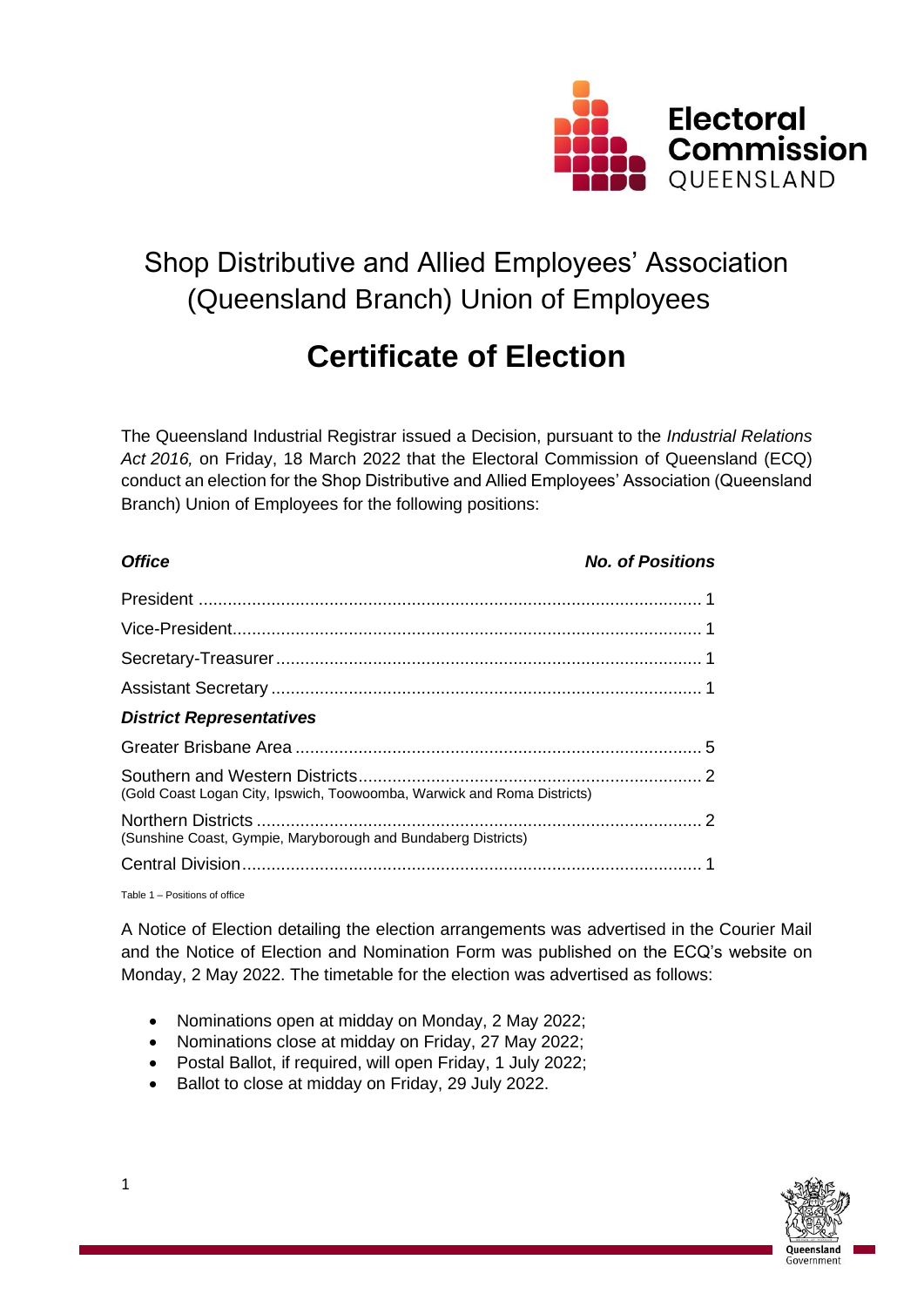# Shop Distributive and Allied Employees' Association (Queensland Branch) Union of Employees

## Certificate of Election

The Queensland Industrial Registrar issued a Decision, pursuant to the *Industrial Relations Act 2016,* on Friday, 18 March 2022 that the Electoral Commission of Queensland (ECQ) conduct an election for the Shop Distributive and Allied Employees' Association (Queensland Branch) Union of Employees for the following positions:

| ***Office*** | ***No. of Positions*** |
|---|---|
| President | 1 |
| Vice-President | 1 |
| Secretary-Treasurer | 1 |
| Assistant Secretary | 1 |
| ***District Representatives*** | |
| Greater Brisbane Area | 5 |
| Southern and Western Districts (Gold Coast Logan City, Ipswich, Toowoomba, Warwick and Roma Districts) | 2 |
| Northern Districts (Sunshine Coast, Gympie, Maryborough and Bundaberg Districts) | 2 |
| Central Division | 1 |

Table 1 – Positions of office

A Notice of Election detailing the election arrangements was advertised in the Courier Mail and the Notice of Election and Nomination Form was published on the ECQ's website on Monday, 2 May 2022. The timetable for the election was advertised as follows:

- Nominations open at midday on Monday, 2 May 2022;
- Nominations close at midday on Friday, 27 May 2022;
- Postal Ballot, if required, will open Friday, 1 July 2022;
- Ballot to close at midday on Friday, 29 July 2022.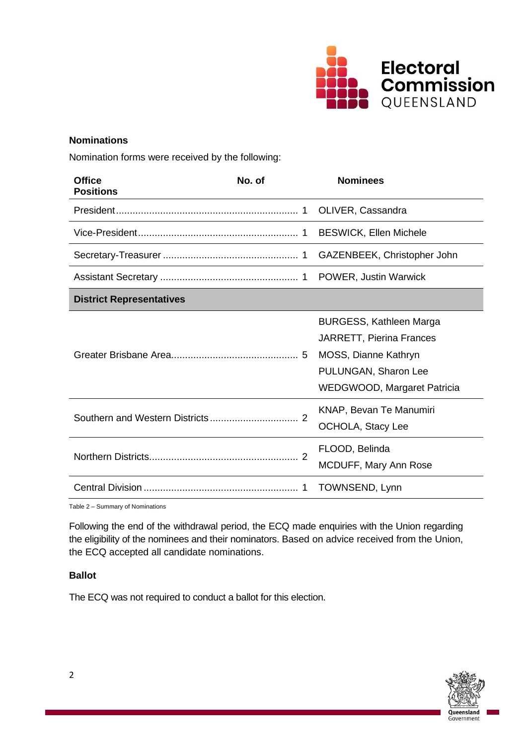### Nominations

Nomination forms were received by the following:

| Office Positions | No. of | Nominees |
|---|---|---|
| President | 1 | OLIVER, Cassandra |
| Vice-President | 1 | BESWICK, Ellen Michele |
| Secretary-Treasurer | 1 | GAZENBEEK, Christopher John |
| Assistant Secretary | 1 | POWER, Justin Warwick |
| **District Representatives** | | |
| Greater Brisbane Area | 5 | BURGESS, Kathleen Marga<br>JARRETT, Pierina Frances<br>MOSS, Dianne Kathryn<br>PULUNGAN, Sharon Lee<br>WEDGWOOD, Margaret Patricia |
| Southern and Western Districts | 2 | KNAP, Bevan Te Manumiri<br>OCHOLA, Stacy Lee |
| Northern Districts | 2 | FLOOD, Belinda<br>MCDUFF, Mary Ann Rose |
| Central Division | 1 | TOWNSEND, Lynn |

Table 2 – Summary of Nominations

Following the end of the withdrawal period, the ECQ made enquiries with the Union regarding the eligibility of the nominees and their nominators. Based on advice received from the Union, the ECQ accepted all candidate nominations.

### Ballot

The ECQ was not required to conduct a ballot for this election.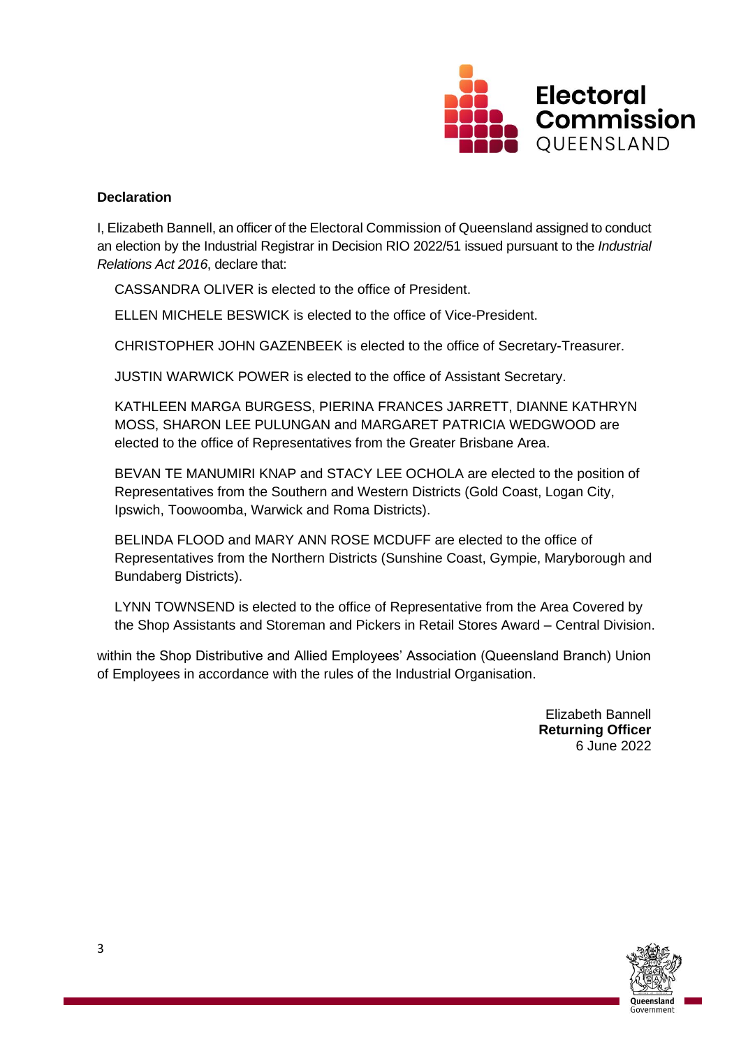## Declaration

I, Elizabeth Bannell, an officer of the Electoral Commission of Queensland assigned to conduct an election by the Industrial Registrar in Decision RIO 2022/51 issued pursuant to the *Industrial Relations Act 2016*, declare that:

CASSANDRA OLIVER is elected to the office of President.

ELLEN MICHELE BESWICK is elected to the office of Vice-President.

CHRISTOPHER JOHN GAZENBEEK is elected to the office of Secretary-Treasurer.

JUSTIN WARWICK POWER is elected to the office of Assistant Secretary.

KATHLEEN MARGA BURGESS, PIERINA FRANCES JARRETT, DIANNE KATHRYN MOSS, SHARON LEE PULUNGAN and MARGARET PATRICIA WEDGWOOD are elected to the office of Representatives from the Greater Brisbane Area.

BEVAN TE MANUMIRI KNAP and STACY LEE OCHOLA are elected to the position of Representatives from the Southern and Western Districts (Gold Coast, Logan City, Ipswich, Toowoomba, Warwick and Roma Districts).

BELINDA FLOOD and MARY ANN ROSE MCDUFF are elected to the office of Representatives from the Northern Districts (Sunshine Coast, Gympie, Maryborough and Bundaberg Districts).

LYNN TOWNSEND is elected to the office of Representative from the Area Covered by the Shop Assistants and Storeman and Pickers in Retail Stores Award – Central Division.

within the Shop Distributive and Allied Employees' Association (Queensland Branch) Union of Employees in accordance with the rules of the Industrial Organisation.

Elizabeth Bannell
**Returning Officer**
6 June 2022